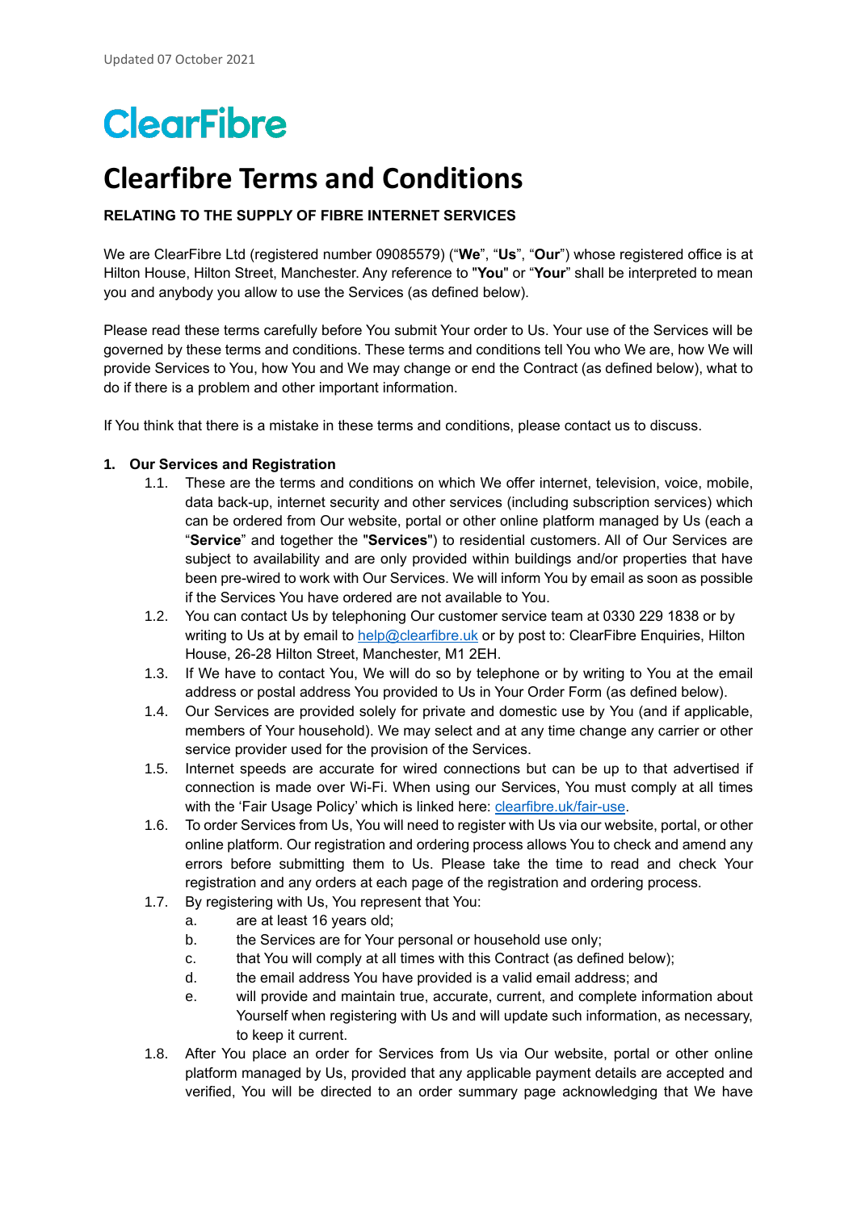Updated 07 October 2021

ClearFibre

# Clearfibre Terms and Conditions

**RELATING TO THE SUPPLY OF FIBRE INTERNET SERVICES**

We are ClearFibre Ltd (registered number 09085579) ("**We**", "**Us**", "**Our**") whose registered office is at Hilton House, Hilton Street, Manchester. Any reference to "**You**" or "**Your**" shall be interpreted to mean you and anybody you allow to use the Services (as defined below).

Please read these terms carefully before You submit Your order to Us. Your use of the Services will be governed by these terms and conditions. These terms and conditions tell You who We are, how We will provide Services to You, how You and We may change or end the Contract (as defined below), what to do if there is a problem and other important information.

If You think that there is a mistake in these terms and conditions, please contact us to discuss.

**1. Our Services and Registration**

1.1. These are the terms and conditions on which We offer internet, television, voice, mobile, data back-up, internet security and other services (including subscription services) which can be ordered from Our website, portal or other online platform managed by Us (each a "**Service**" and together the "**Services**") to residential customers. All of Our Services are subject to availability and are only provided within buildings and/or properties that have been pre-wired to work with Our Services. We will inform You by email as soon as possible if the Services You have ordered are not available to You.

1.2. You can contact Us by telephoning Our customer service team at 0330 229 1838 or by writing to Us at by email to help@clearfibre.uk or by post to: ClearFibre Enquiries, Hilton House, 26-28 Hilton Street, Manchester, M1 2EH.

1.3. If We have to contact You, We will do so by telephone or by writing to You at the email address or postal address You provided to Us in Your Order Form (as defined below).

1.4. Our Services are provided solely for private and domestic use by You (and if applicable, members of Your household). We may select and at any time change any carrier or other service provider used for the provision of the Services.

1.5. Internet speeds are accurate for wired connections but can be up to that advertised if connection is made over Wi-Fi. When using our Services, You must comply at all times with the 'Fair Usage Policy' which is linked here: clearfibre.uk/fair-use.

1.6. To order Services from Us, You will need to register with Us via our website, portal, or other online platform. Our registration and ordering process allows You to check and amend any errors before submitting them to Us. Please take the time to read and check Your registration and any orders at each page of the registration and ordering process.

1.7. By registering with Us, You represent that You:

   a. are at least 16 years old;

   b. the Services are for Your personal or household use only;

   c. that You will comply at all times with this Contract (as defined below);

   d. the email address You have provided is a valid email address; and

   e. will provide and maintain true, accurate, current, and complete information about Yourself when registering with Us and will update such information, as necessary, to keep it current.

1.8. After You place an order for Services from Us via Our website, portal or other online platform managed by Us, provided that any applicable payment details are accepted and verified, You will be directed to an order summary page acknowledging that We have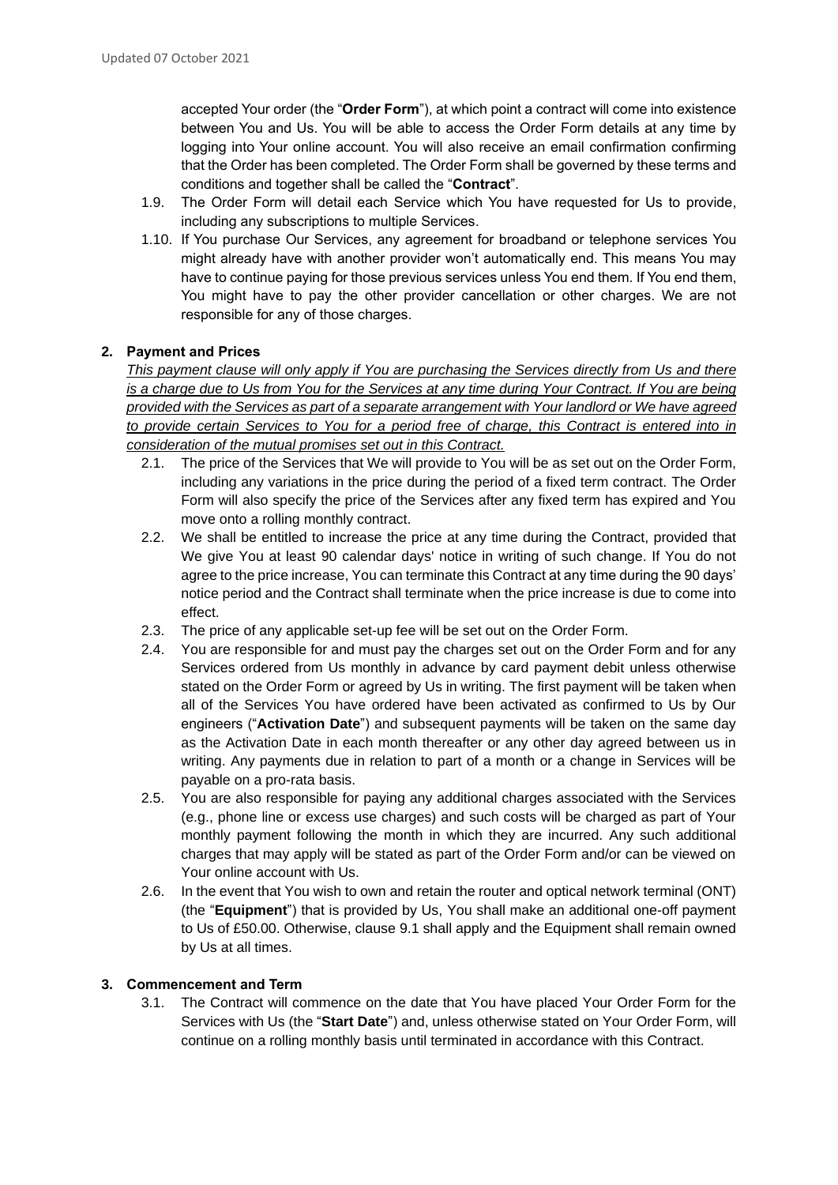accepted Your order (the "**Order Form**"), at which point a contract will come into existence between You and Us. You will be able to access the Order Form details at any time by logging into Your online account. You will also receive an email confirmation confirming that the Order has been completed. The Order Form shall be governed by these terms and conditions and together shall be called the "**Contract**".

1.9. The Order Form will detail each Service which You have requested for Us to provide, including any subscriptions to multiple Services.

1.10. If You purchase Our Services, any agreement for broadband or telephone services You might already have with another provider won't automatically end. This means You may have to continue paying for those previous services unless You end them. If You end them, You might have to pay the other provider cancellation or other charges. We are not responsible for any of those charges.

## 2. Payment and Prices

<u>*This payment clause will only apply if You are purchasing the Services directly from Us and there is a charge due to Us from You for the Services at any time during Your Contract. If You are being provided with the Services as part of a separate arrangement with Your landlord or We have agreed to provide certain Services to You for a period free of charge, this Contract is entered into in consideration of the mutual promises set out in this Contract.*</u>

2.1. The price of the Services that We will provide to You will be as set out on the Order Form, including any variations in the price during the period of a fixed term contract. The Order Form will also specify the price of the Services after any fixed term has expired and You move onto a rolling monthly contract.

2.2. We shall be entitled to increase the price at any time during the Contract, provided that We give You at least 90 calendar days' notice in writing of such change. If You do not agree to the price increase, You can terminate this Contract at any time during the 90 days' notice period and the Contract shall terminate when the price increase is due to come into effect.

2.3. The price of any applicable set-up fee will be set out on the Order Form.

2.4. You are responsible for and must pay the charges set out on the Order Form and for any Services ordered from Us monthly in advance by card payment debit unless otherwise stated on the Order Form or agreed by Us in writing. The first payment will be taken when all of the Services You have ordered have been activated as confirmed to Us by Our engineers ("**Activation Date**") and subsequent payments will be taken on the same day as the Activation Date in each month thereafter or any other day agreed between us in writing. Any payments due in relation to part of a month or a change in Services will be payable on a pro-rata basis.

2.5. You are also responsible for paying any additional charges associated with the Services (e.g., phone line or excess use charges) and such costs will be charged as part of Your monthly payment following the month in which they are incurred. Any such additional charges that may apply will be stated as part of the Order Form and/or can be viewed on Your online account with Us.

2.6. In the event that You wish to own and retain the router and optical network terminal (ONT) (the "**Equipment**") that is provided by Us, You shall make an additional one-off payment to Us of £50.00. Otherwise, clause 9.1 shall apply and the Equipment shall remain owned by Us at all times.

## 3. Commencement and Term

3.1. The Contract will commence on the date that You have placed Your Order Form for the Services with Us (the "**Start Date**") and, unless otherwise stated on Your Order Form, will continue on a rolling monthly basis until terminated in accordance with this Contract.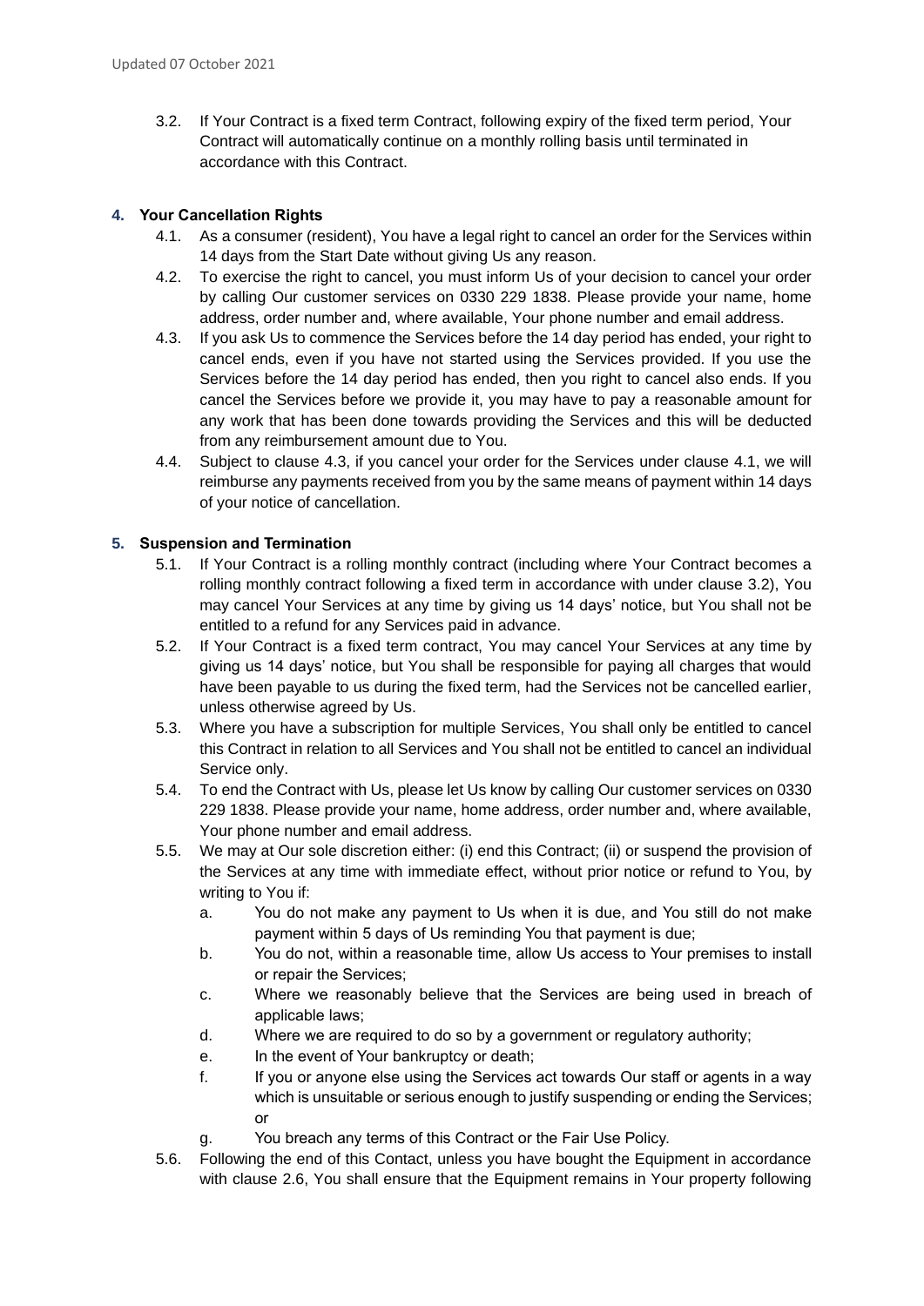3.2. If Your Contract is a fixed term Contract, following expiry of the fixed term period, Your Contract will automatically continue on a monthly rolling basis until terminated in accordance with this Contract.

## 4. Your Cancellation Rights

4.1. As a consumer (resident), You have a legal right to cancel an order for the Services within 14 days from the Start Date without giving Us any reason.

4.2. To exercise the right to cancel, you must inform Us of your decision to cancel your order by calling Our customer services on 0330 229 1838. Please provide your name, home address, order number and, where available, Your phone number and email address.

4.3. If you ask Us to commence the Services before the 14 day period has ended, your right to cancel ends, even if you have not started using the Services provided. If you use the Services before the 14 day period has ended, then you right to cancel also ends. If you cancel the Services before we provide it, you may have to pay a reasonable amount for any work that has been done towards providing the Services and this will be deducted from any reimbursement amount due to You.

4.4. Subject to clause 4.3, if you cancel your order for the Services under clause 4.1, we will reimburse any payments received from you by the same means of payment within 14 days of your notice of cancellation.

## 5. Suspension and Termination

5.1. If Your Contract is a rolling monthly contract (including where Your Contract becomes a rolling monthly contract following a fixed term in accordance with under clause 3.2), You may cancel Your Services at any time by giving us 14 days' notice, but You shall not be entitled to a refund for any Services paid in advance.

5.2. If Your Contract is a fixed term contract, You may cancel Your Services at any time by giving us 14 days' notice, but You shall be responsible for paying all charges that would have been payable to us during the fixed term, had the Services not be cancelled earlier, unless otherwise agreed by Us.

5.3. Where you have a subscription for multiple Services, You shall only be entitled to cancel this Contract in relation to all Services and You shall not be entitled to cancel an individual Service only.

5.4. To end the Contract with Us, please let Us know by calling Our customer services on 0330 229 1838. Please provide your name, home address, order number and, where available, Your phone number and email address.

5.5. We may at Our sole discretion either: (i) end this Contract; (ii) or suspend the provision of the Services at any time with immediate effect, without prior notice or refund to You, by writing to You if:

a. You do not make any payment to Us when it is due, and You still do not make payment within 5 days of Us reminding You that payment is due;

b. You do not, within a reasonable time, allow Us access to Your premises to install or repair the Services;

c. Where we reasonably believe that the Services are being used in breach of applicable laws;

d. Where we are required to do so by a government or regulatory authority;

e. In the event of Your bankruptcy or death;

f. If you or anyone else using the Services act towards Our staff or agents in a way which is unsuitable or serious enough to justify suspending or ending the Services; or

g. You breach any terms of this Contract or the Fair Use Policy.

5.6. Following the end of this Contact, unless you have bought the Equipment in accordance with clause 2.6, You shall ensure that the Equipment remains in Your property following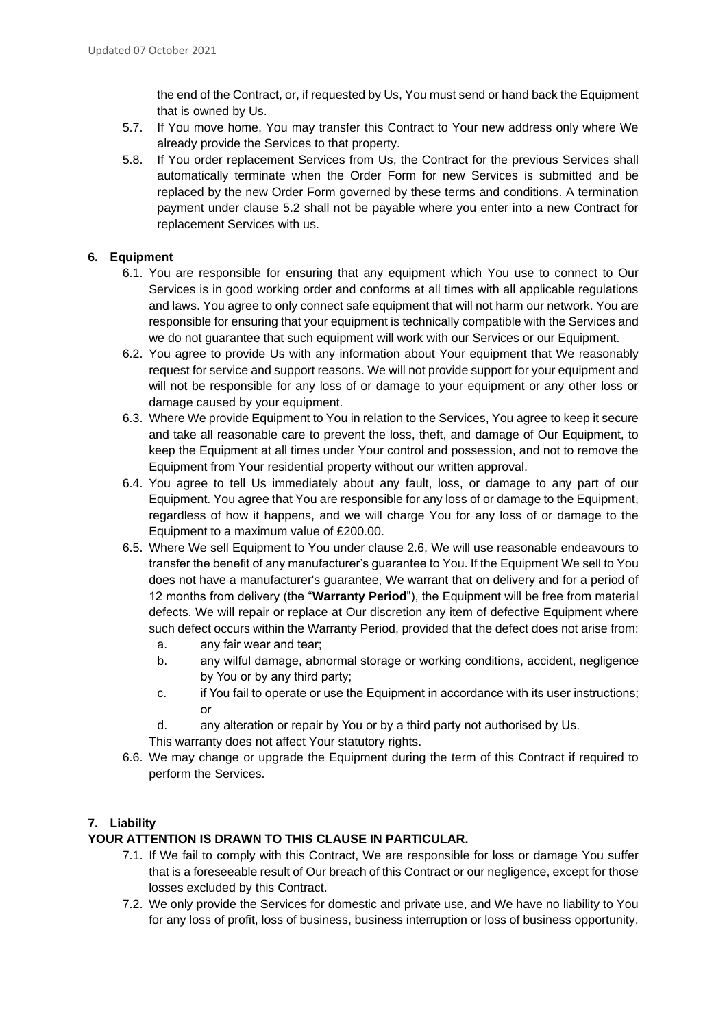the end of the Contract, or, if requested by Us, You must send or hand back the Equipment that is owned by Us.

5.7. If You move home, You may transfer this Contract to Your new address only where We already provide the Services to that property.

5.8. If You order replacement Services from Us, the Contract for the previous Services shall automatically terminate when the Order Form for new Services is submitted and be replaced by the new Order Form governed by these terms and conditions. A termination payment under clause 5.2 shall not be payable where you enter into a new Contract for replacement Services with us.

### 6. Equipment

6.1. You are responsible for ensuring that any equipment which You use to connect to Our Services is in good working order and conforms at all times with all applicable regulations and laws. You agree to only connect safe equipment that will not harm our network. You are responsible for ensuring that your equipment is technically compatible with the Services and we do not guarantee that such equipment will work with our Services or our Equipment.

6.2. You agree to provide Us with any information about Your equipment that We reasonably request for service and support reasons. We will not provide support for your equipment and will not be responsible for any loss of or damage to your equipment or any other loss or damage caused by your equipment.

6.3. Where We provide Equipment to You in relation to the Services, You agree to keep it secure and take all reasonable care to prevent the loss, theft, and damage of Our Equipment, to keep the Equipment at all times under Your control and possession, and not to remove the Equipment from Your residential property without our written approval.

6.4. You agree to tell Us immediately about any fault, loss, or damage to any part of our Equipment. You agree that You are responsible for any loss of or damage to the Equipment, regardless of how it happens, and we will charge You for any loss of or damage to the Equipment to a maximum value of £200.00.

6.5. Where We sell Equipment to You under clause 2.6, We will use reasonable endeavours to transfer the benefit of any manufacturer's guarantee to You. If the Equipment We sell to You does not have a manufacturer's guarantee, We warrant that on delivery and for a period of 12 months from delivery (the "**Warranty Period**"), the Equipment will be free from material defects. We will repair or replace at Our discretion any item of defective Equipment where such defect occurs within the Warranty Period, provided that the defect does not arise from:

   a. any fair wear and tear;
   b. any wilful damage, abnormal storage or working conditions, accident, negligence by You or by any third party;
   c. if You fail to operate or use the Equipment in accordance with its user instructions; or
   d. any alteration or repair by You or by a third party not authorised by Us.

   This warranty does not affect Your statutory rights.

6.6. We may change or upgrade the Equipment during the term of this Contract if required to perform the Services.

### 7. Liability

**YOUR ATTENTION IS DRAWN TO THIS CLAUSE IN PARTICULAR.**

7.1. If We fail to comply with this Contract, We are responsible for loss or damage You suffer that is a foreseeable result of Our breach of this Contract or our negligence, except for those losses excluded by this Contract.

7.2. We only provide the Services for domestic and private use, and We have no liability to You for any loss of profit, loss of business, business interruption or loss of business opportunity.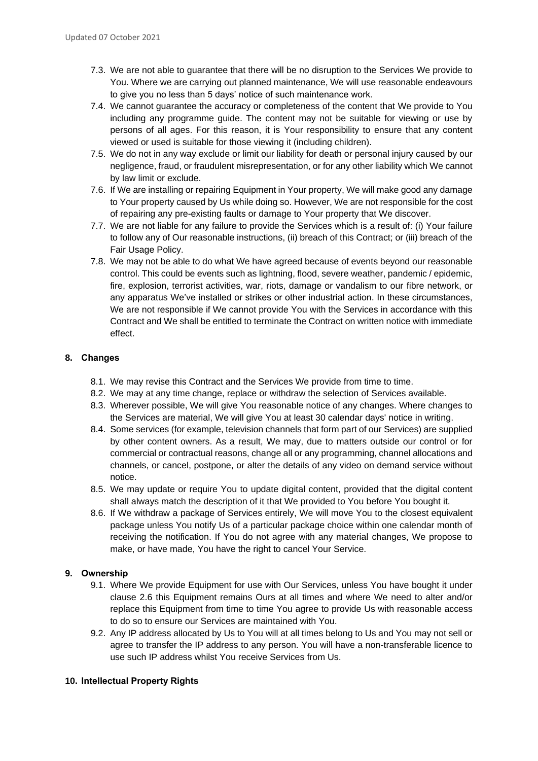7.3. We are not able to guarantee that there will be no disruption to the Services We provide to You. Where we are carrying out planned maintenance, We will use reasonable endeavours to give you no less than 5 days' notice of such maintenance work.

7.4. We cannot guarantee the accuracy or completeness of the content that We provide to You including any programme guide. The content may not be suitable for viewing or use by persons of all ages. For this reason, it is Your responsibility to ensure that any content viewed or used is suitable for those viewing it (including children).

7.5. We do not in any way exclude or limit our liability for death or personal injury caused by our negligence, fraud, or fraudulent misrepresentation, or for any other liability which We cannot by law limit or exclude.

7.6. If We are installing or repairing Equipment in Your property, We will make good any damage to Your property caused by Us while doing so. However, We are not responsible for the cost of repairing any pre-existing faults or damage to Your property that We discover.

7.7. We are not liable for any failure to provide the Services which is a result of: (i) Your failure to follow any of Our reasonable instructions, (ii) breach of this Contract; or (iii) breach of the Fair Usage Policy.

7.8. We may not be able to do what We have agreed because of events beyond our reasonable control. This could be events such as lightning, flood, severe weather, pandemic / epidemic, fire, explosion, terrorist activities, war, riots, damage or vandalism to our fibre network, or any apparatus We've installed or strikes or other industrial action. In these circumstances, We are not responsible if We cannot provide You with the Services in accordance with this Contract and We shall be entitled to terminate the Contract on written notice with immediate effect.

## 8. Changes

8.1. We may revise this Contract and the Services We provide from time to time.

8.2. We may at any time change, replace or withdraw the selection of Services available.

8.3. Wherever possible, We will give You reasonable notice of any changes. Where changes to the Services are material, We will give You at least 30 calendar days' notice in writing.

8.4. Some services (for example, television channels that form part of our Services) are supplied by other content owners. As a result, We may, due to matters outside our control or for commercial or contractual reasons, change all or any programming, channel allocations and channels, or cancel, postpone, or alter the details of any video on demand service without notice.

8.5. We may update or require You to update digital content, provided that the digital content shall always match the description of it that We provided to You before You bought it.

8.6. If We withdraw a package of Services entirely, We will move You to the closest equivalent package unless You notify Us of a particular package choice within one calendar month of receiving the notification. If You do not agree with any material changes, We propose to make, or have made, You have the right to cancel Your Service.

## 9. Ownership

9.1. Where We provide Equipment for use with Our Services, unless You have bought it under clause 2.6 this Equipment remains Ours at all times and where We need to alter and/or replace this Equipment from time to time You agree to provide Us with reasonable access to do so to ensure our Services are maintained with You.

9.2. Any IP address allocated by Us to You will at all times belong to Us and You may not sell or agree to transfer the IP address to any person. You will have a non-transferable licence to use such IP address whilst You receive Services from Us.

## 10. Intellectual Property Rights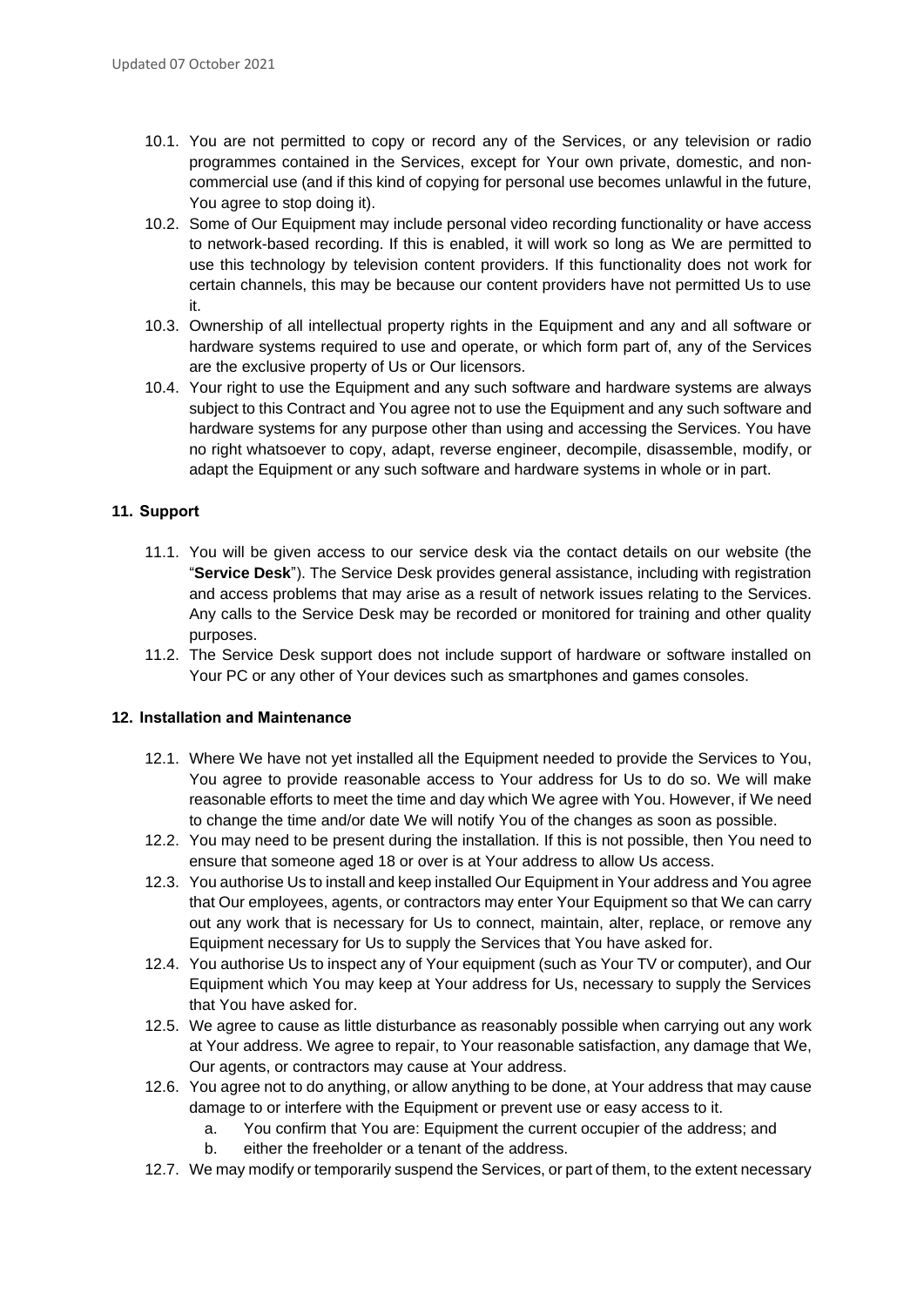10.1. You are not permitted to copy or record any of the Services, or any television or radio programmes contained in the Services, except for Your own private, domestic, and non-commercial use (and if this kind of copying for personal use becomes unlawful in the future, You agree to stop doing it).

10.2. Some of Our Equipment may include personal video recording functionality or have access to network-based recording. If this is enabled, it will work so long as We are permitted to use this technology by television content providers. If this functionality does not work for certain channels, this may be because our content providers have not permitted Us to use it.

10.3. Ownership of all intellectual property rights in the Equipment and any and all software or hardware systems required to use and operate, or which form part of, any of the Services are the exclusive property of Us or Our licensors.

10.4. Your right to use the Equipment and any such software and hardware systems are always subject to this Contract and You agree not to use the Equipment and any such software and hardware systems for any purpose other than using and accessing the Services. You have no right whatsoever to copy, adapt, reverse engineer, decompile, disassemble, modify, or adapt the Equipment or any such software and hardware systems in whole or in part.

**11. Support**

11.1. You will be given access to our service desk via the contact details on our website (the "**Service Desk**"). The Service Desk provides general assistance, including with registration and access problems that may arise as a result of network issues relating to the Services. Any calls to the Service Desk may be recorded or monitored for training and other quality purposes.

11.2. The Service Desk support does not include support of hardware or software installed on Your PC or any other of Your devices such as smartphones and games consoles.

**12. Installation and Maintenance**

12.1. Where We have not yet installed all the Equipment needed to provide the Services to You, You agree to provide reasonable access to Your address for Us to do so. We will make reasonable efforts to meet the time and day which We agree with You. However, if We need to change the time and/or date We will notify You of the changes as soon as possible.

12.2. You may need to be present during the installation. If this is not possible, then You need to ensure that someone aged 18 or over is at Your address to allow Us access.

12.3. You authorise Us to install and keep installed Our Equipment in Your address and You agree that Our employees, agents, or contractors may enter Your Equipment so that We can carry out any work that is necessary for Us to connect, maintain, alter, replace, or remove any Equipment necessary for Us to supply the Services that You have asked for.

12.4. You authorise Us to inspect any of Your equipment (such as Your TV or computer), and Our Equipment which You may keep at Your address for Us, necessary to supply the Services that You have asked for.

12.5. We agree to cause as little disturbance as reasonably possible when carrying out any work at Your address. We agree to repair, to Your reasonable satisfaction, any damage that We, Our agents, or contractors may cause at Your address.

12.6. You agree not to do anything, or allow anything to be done, at Your address that may cause damage to or interfere with the Equipment or prevent use or easy access to it.

   a. You confirm that You are: Equipment the current occupier of the address; and
   b. either the freeholder or a tenant of the address.

12.7. We may modify or temporarily suspend the Services, or part of them, to the extent necessary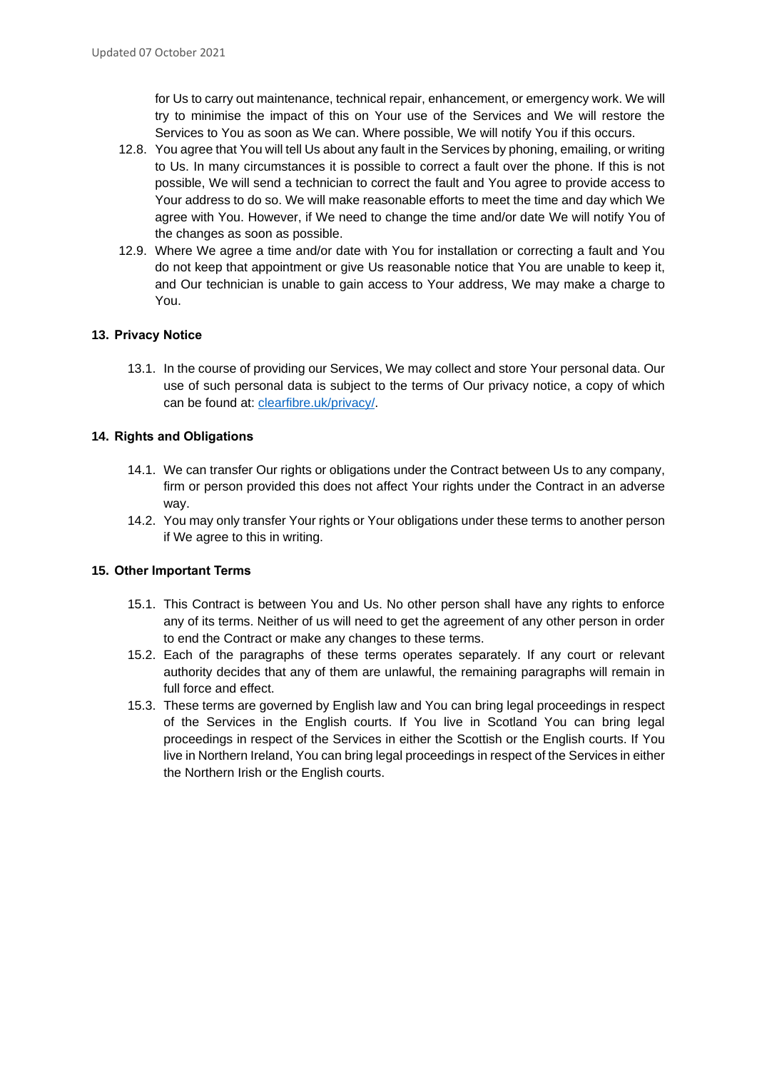for Us to carry out maintenance, technical repair, enhancement, or emergency work. We will try to minimise the impact of this on Your use of the Services and We will restore the Services to You as soon as We can. Where possible, We will notify You if this occurs.

12.8. You agree that You will tell Us about any fault in the Services by phoning, emailing, or writing to Us. In many circumstances it is possible to correct a fault over the phone. If this is not possible, We will send a technician to correct the fault and You agree to provide access to Your address to do so. We will make reasonable efforts to meet the time and day which We agree with You. However, if We need to change the time and/or date We will notify You of the changes as soon as possible.

12.9. Where We agree a time and/or date with You for installation or correcting a fault and You do not keep that appointment or give Us reasonable notice that You are unable to keep it, and Our technician is unable to gain access to Your address, We may make a charge to You.

## 13. Privacy Notice

13.1. In the course of providing our Services, We may collect and store Your personal data. Our use of such personal data is subject to the terms of Our privacy notice, a copy of which can be found at: [clearfibre.uk/privacy/](clearfibre.uk/privacy/).

## 14. Rights and Obligations

14.1. We can transfer Our rights or obligations under the Contract between Us to any company, firm or person provided this does not affect Your rights under the Contract in an adverse way.

14.2. You may only transfer Your rights or Your obligations under these terms to another person if We agree to this in writing.

## 15. Other Important Terms

15.1. This Contract is between You and Us. No other person shall have any rights to enforce any of its terms. Neither of us will need to get the agreement of any other person in order to end the Contract or make any changes to these terms.

15.2. Each of the paragraphs of these terms operates separately. If any court or relevant authority decides that any of them are unlawful, the remaining paragraphs will remain in full force and effect.

15.3. These terms are governed by English law and You can bring legal proceedings in respect of the Services in the English courts. If You live in Scotland You can bring legal proceedings in respect of the Services in either the Scottish or the English courts. If You live in Northern Ireland, You can bring legal proceedings in respect of the Services in either the Northern Irish or the English courts.